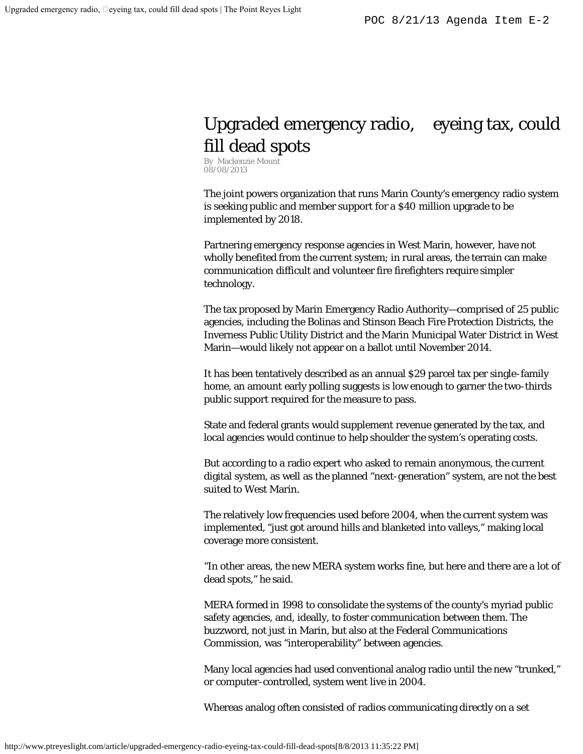# Upgraded emergency radio, eyeing tax, could fill dead spots

By Mackenzie Mount
08/08/2013

The joint powers organization that runs Marin County's emergency radio system is seeking public and member support for a $40 million upgrade to be implemented by 2018.

Partnering emergency response agencies in West Marin, however, have not wholly benefited from the current system; in rural areas, the terrain can make communication difficult and volunteer fire firefighters require simpler technology.

The tax proposed by Marin Emergency Radio Authority—comprised of 25 public agencies, including the Bolinas and Stinson Beach Fire Protection Districts, the Inverness Public Utility District and the Marin Municipal Water District in West Marin—would likely not appear on a ballot until November 2014.

It has been tentatively described as an annual $29 parcel tax per single-family home, an amount early polling suggests is low enough to garner the two-thirds public support required for the measure to pass.

State and federal grants would supplement revenue generated by the tax, and local agencies would continue to help shoulder the system's operating costs.

But according to a radio expert who asked to remain anonymous, the current digital system, as well as the planned "next-generation" system, are not the best suited to West Marin.

The relatively low frequencies used before 2004, when the current system was implemented, "just got around hills and blanketed into valleys," making local coverage more consistent.

"In other areas, the new MERA system works fine, but here and there are a lot of dead spots," he said.

MERA formed in 1998 to consolidate the systems of the county's myriad public safety agencies, and, ideally, to foster communication between them. The buzzword, not just in Marin, but also at the Federal Communications Commission, was "interoperability" between agencies.

Many local agencies had used conventional analog radio until the new "trunked," or computer-controlled, system went live in 2004.

Whereas analog often consisted of radios communicating directly on a set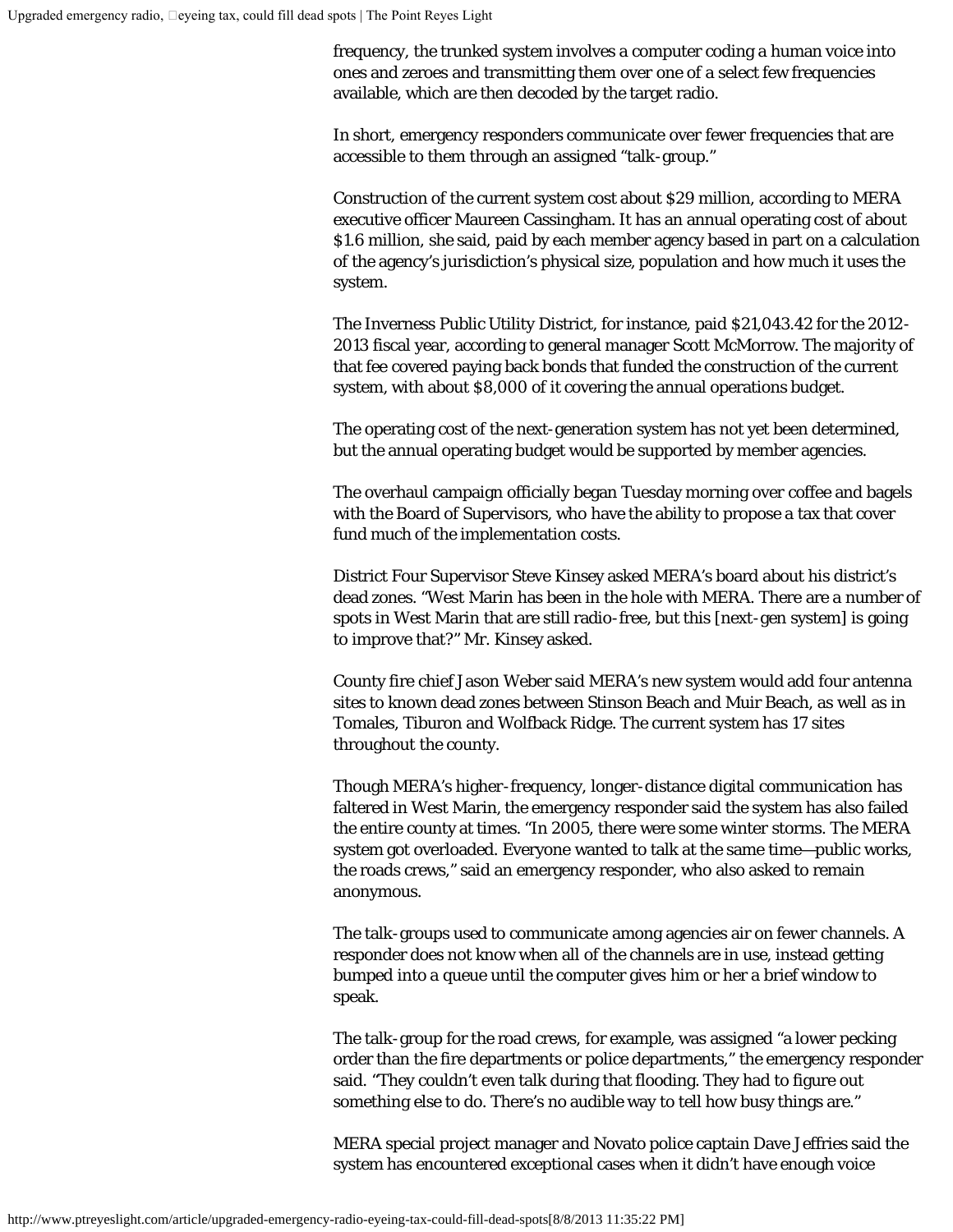frequency, the trunked system involves a computer coding a human voice into ones and zeroes and transmitting them over one of a select few frequencies available, which are then decoded by the target radio.

In short, emergency responders communicate over fewer frequencies that are accessible to them through an assigned "talk-group."

Construction of the current system cost about $29 million, according to MERA executive officer Maureen Cassingham. It has an annual operating cost of about $1.6 million, she said, paid by each member agency based in part on a calculation of the agency's jurisdiction's physical size, population and how much it uses the system.

The Inverness Public Utility District, for instance, paid $21,043.42 for the 2012-2013 fiscal year, according to general manager Scott McMorrow. The majority of that fee covered paying back bonds that funded the construction of the current system, with about $8,000 of it covering the annual operations budget.

The operating cost of the next-generation system has not yet been determined, but the annual operating budget would be supported by member agencies.

The overhaul campaign officially began Tuesday morning over coffee and bagels with the Board of Supervisors, who have the ability to propose a tax that cover fund much of the implementation costs.

District Four Supervisor Steve Kinsey asked MERA's board about his district's dead zones. "West Marin has been in the hole with MERA. There are a number of spots in West Marin that are still radio-free, but this [next-gen system] is going to improve that?" Mr. Kinsey asked.

County fire chief Jason Weber said MERA's new system would add four antenna sites to known dead zones between Stinson Beach and Muir Beach, as well as in Tomales, Tiburon and Wolfback Ridge. The current system has 17 sites throughout the county.

Though MERA's higher-frequency, longer-distance digital communication has faltered in West Marin, the emergency responder said the system has also failed the entire county at times. "In 2005, there were some winter storms. The MERA system got overloaded. Everyone wanted to talk at the same time—public works, the roads crews," said an emergency responder, who also asked to remain anonymous.

The talk-groups used to communicate among agencies air on fewer channels. A responder does not know when all of the channels are in use, instead getting bumped into a queue until the computer gives him or her a brief window to speak.

The talk-group for the road crews, for example, was assigned "a lower pecking order than the fire departments or police departments," the emergency responder said. "They couldn't even talk during that flooding. They had to figure out something else to do. There's no audible way to tell how busy things are."

MERA special project manager and Novato police captain Dave Jeffries said the system has encountered exceptional cases when it didn't have enough voice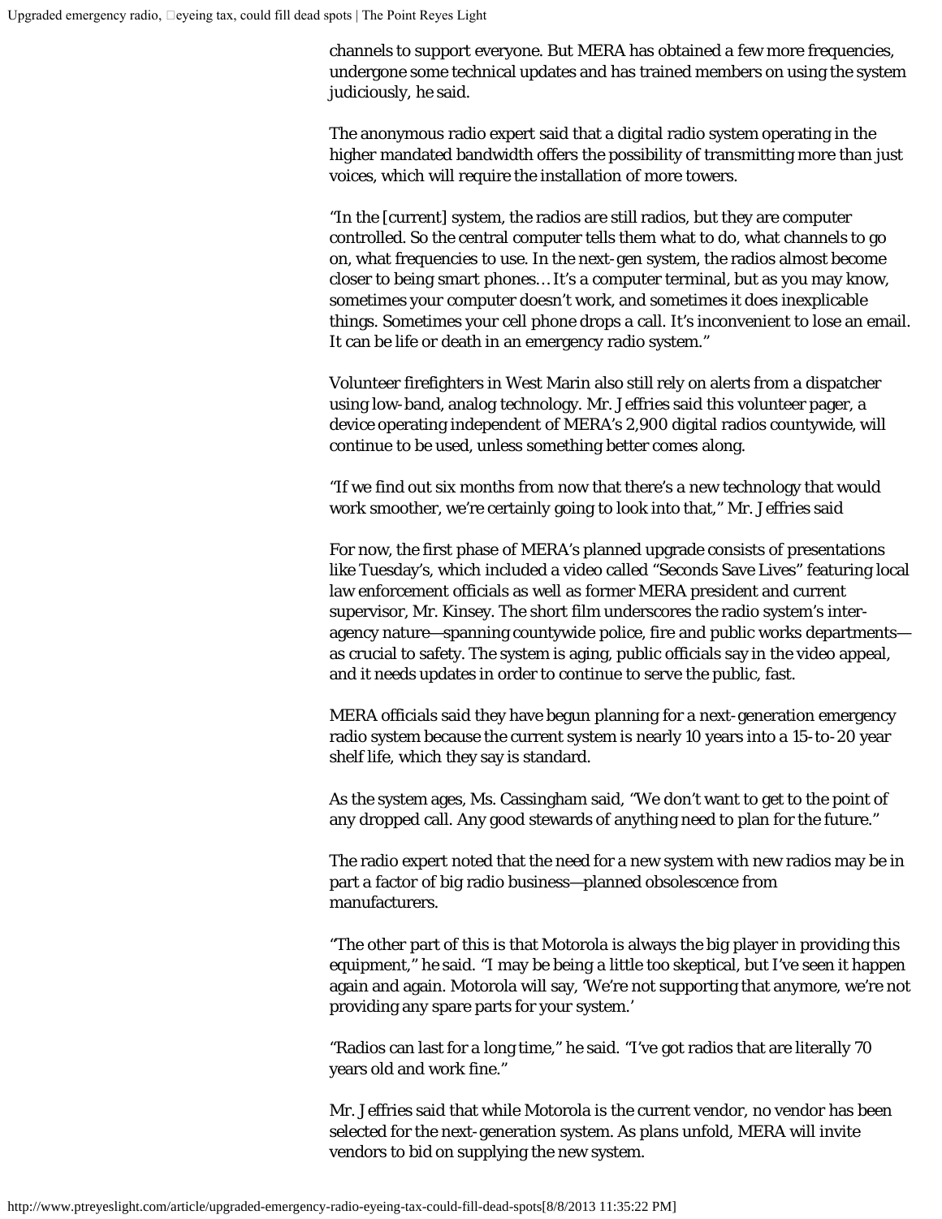channels to support everyone. But MERA has obtained a few more frequencies, undergone some technical updates and has trained members on using the system judiciously, he said.

The anonymous radio expert said that a digital radio system operating in the higher mandated bandwidth offers the possibility of transmitting more than just voices, which will require the installation of more towers.

"In the [current] system, the radios are still radios, but they are computer controlled. So the central computer tells them what to do, what channels to go on, what frequencies to use. In the next-gen system, the radios almost become closer to being smart phones… It's a computer terminal, but as you may know, sometimes your computer doesn't work, and sometimes it does inexplicable things. Sometimes your cell phone drops a call. It's inconvenient to lose an email. It can be life or death in an emergency radio system."

Volunteer firefighters in West Marin also still rely on alerts from a dispatcher using low-band, analog technology. Mr. Jeffries said this volunteer pager, a device operating independent of MERA's 2,900 digital radios countywide, will continue to be used, unless something better comes along.

"If we find out six months from now that there's a new technology that would work smoother, we're certainly going to look into that," Mr. Jeffries said

For now, the first phase of MERA's planned upgrade consists of presentations like Tuesday's, which included a video called "Seconds Save Lives" featuring local law enforcement officials as well as former MERA president and current supervisor, Mr. Kinsey. The short film underscores the radio system's inter-agency nature—spanning countywide police, fire and public works departments—as crucial to safety. The system is aging, public officials say in the video appeal, and it needs updates in order to continue to serve the public, fast.

MERA officials said they have begun planning for a next-generation emergency radio system because the current system is nearly 10 years into a 15-to-20 year shelf life, which they say is standard.

As the system ages, Ms. Cassingham said, "We don't want to get to the point of any dropped call. Any good stewards of anything need to plan for the future."

The radio expert noted that the need for a new system with new radios may be in part a factor of big radio business—planned obsolescence from manufacturers.

"The other part of this is that Motorola is always the big player in providing this equipment," he said. "I may be being a little too skeptical, but I've seen it happen again and again. Motorola will say, 'We're not supporting that anymore, we're not providing any spare parts for your system.'

"Radios can last for a long time," he said. "I've got radios that are literally 70 years old and work fine."

Mr. Jeffries said that while Motorola is the current vendor, no vendor has been selected for the next-generation system. As plans unfold, MERA will invite vendors to bid on supplying the new system.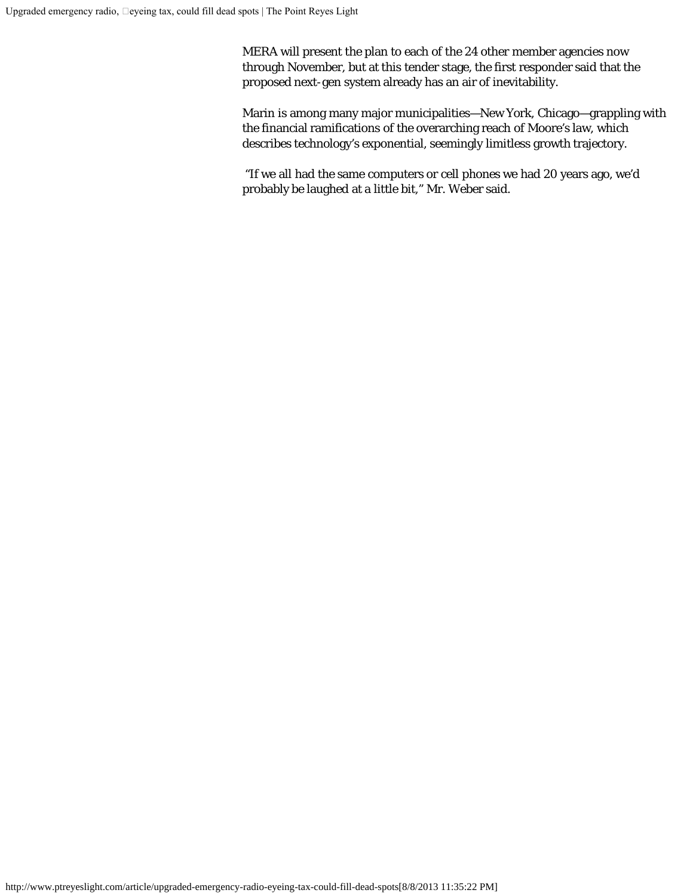MERA will present the plan to each of the 24 other member agencies now through November, but at this tender stage, the first responder said that the proposed next-gen system already has an air of inevitability.

Marin is among many major municipalities—New York, Chicago—grappling with the financial ramifications of the overarching reach of Moore's law, which describes technology's exponential, seemingly limitless growth trajectory.

"If we all had the same computers or cell phones we had 20 years ago, we'd probably be laughed at a little bit," Mr. Weber said.